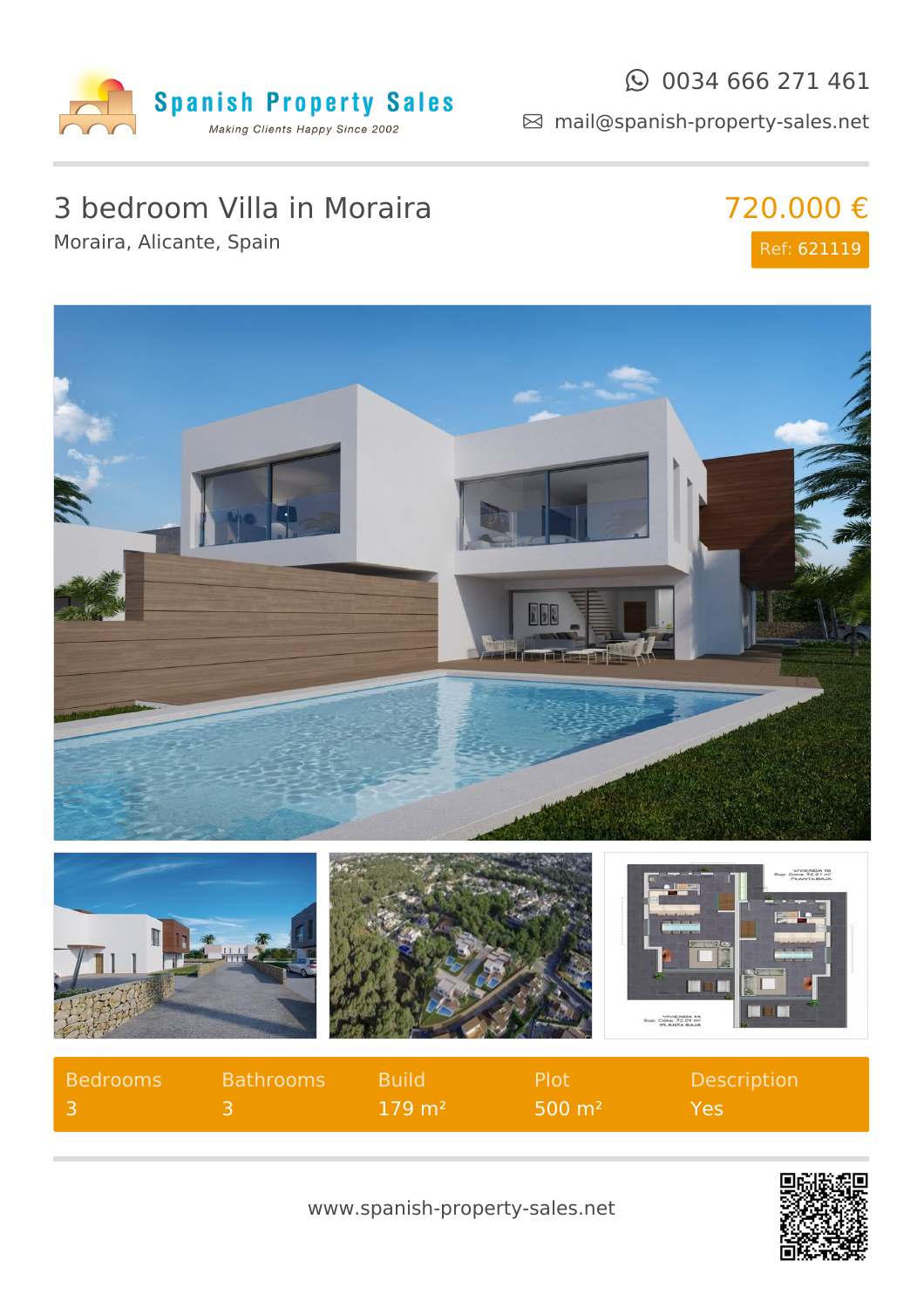Spanish Property Sales

*Making Clients Happy Since 2002*

0034 666 271 461

mail@spanish-property-sales.net

# 3 bedroom Villa in Moraira

Moraira, Alicante, Spain

**720.000 €**

Ref: 621119

| Bedrooms | Bathrooms | Build | Plot | Description |
|---|---|---|---|---|
| 3 | 3 | 179 m² | 500 m² | Yes |

www.spanish-property-sales.net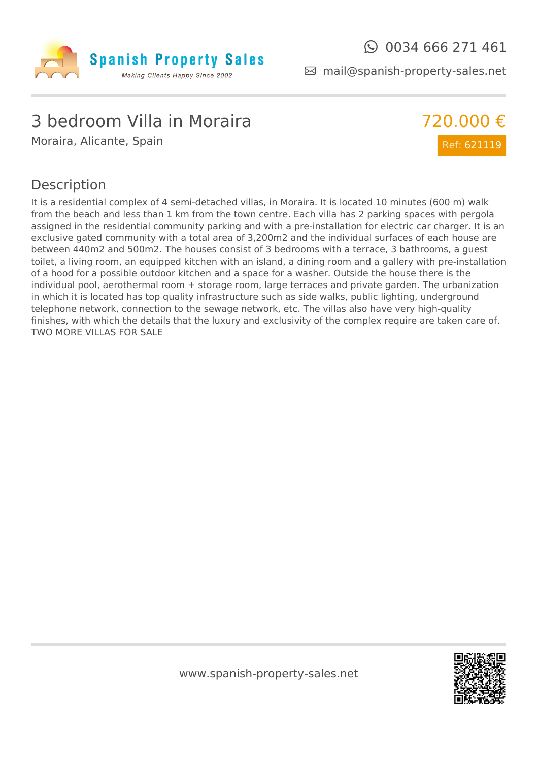Spanish Property Sales

*Making Clients Happy Since 2002*

0034 666 271 461

mail@spanish-property-sales.net

# 3 bedroom Villa in Moraira

Moraira, Alicante, Spain

720.000 €

Ref: 621119

## Description

It is a residential complex of 4 semi-detached villas, in Moraira. It is located 10 minutes (600 m) walk from the beach and less than 1 km from the town centre. Each villa has 2 parking spaces with pergola assigned in the residential community parking and with a pre-installation for electric car charger. It is an exclusive gated community with a total area of 3,200m2 and the individual surfaces of each house are between 440m2 and 500m2. The houses consist of 3 bedrooms with a terrace, 3 bathrooms, a guest toilet, a living room, an equipped kitchen with an island, a dining room and a gallery with pre-installation of a hood for a possible outdoor kitchen and a space for a washer. Outside the house there is the individual pool, aerothermal room + storage room, large terraces and private garden. The urbanization in which it is located has top quality infrastructure such as side walks, public lighting, underground telephone network, connection to the sewage network, etc. The villas also have very high-quality finishes, with which the details that the luxury and exclusivity of the complex require are taken care of. TWO MORE VILLAS FOR SALE

www.spanish-property-sales.net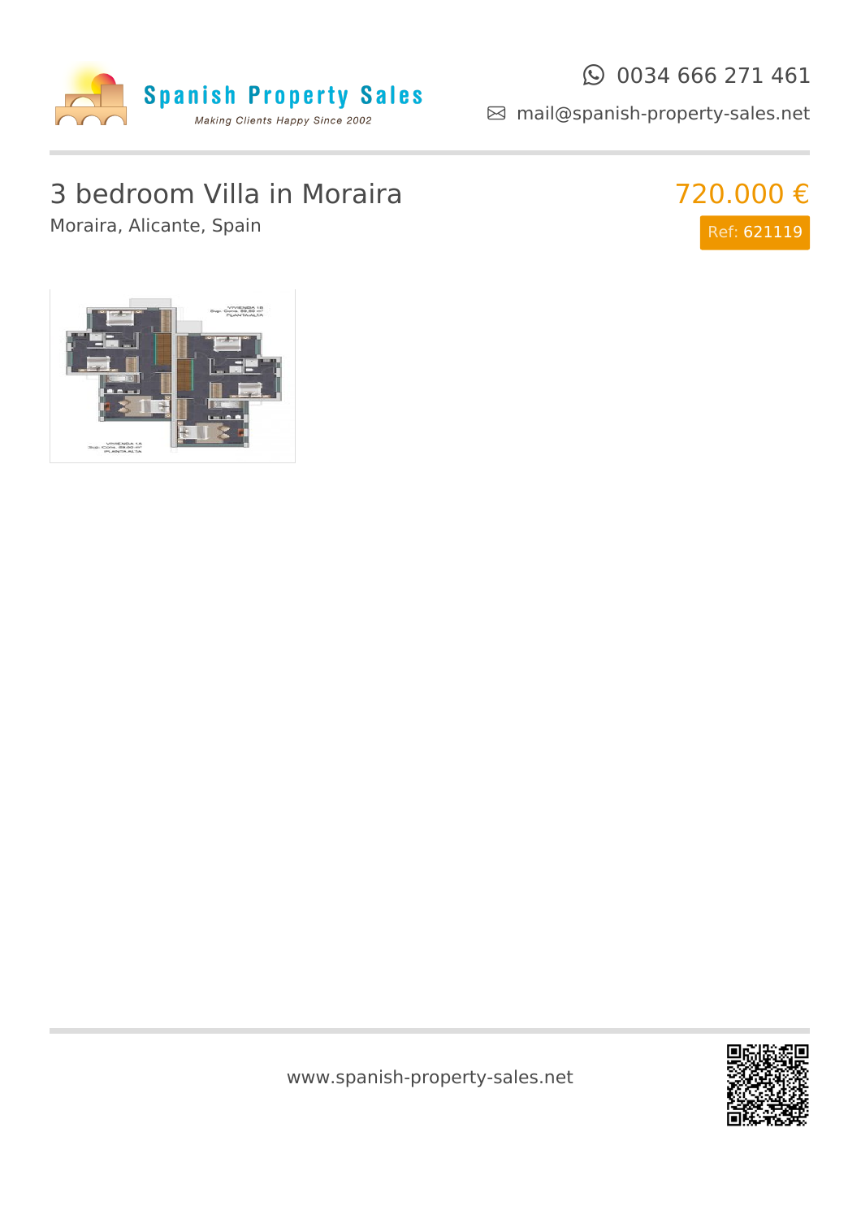# 3 bedroom Villa in Moraira

Moraira, Alicante, Spain

720.000 €

Ref: 621119